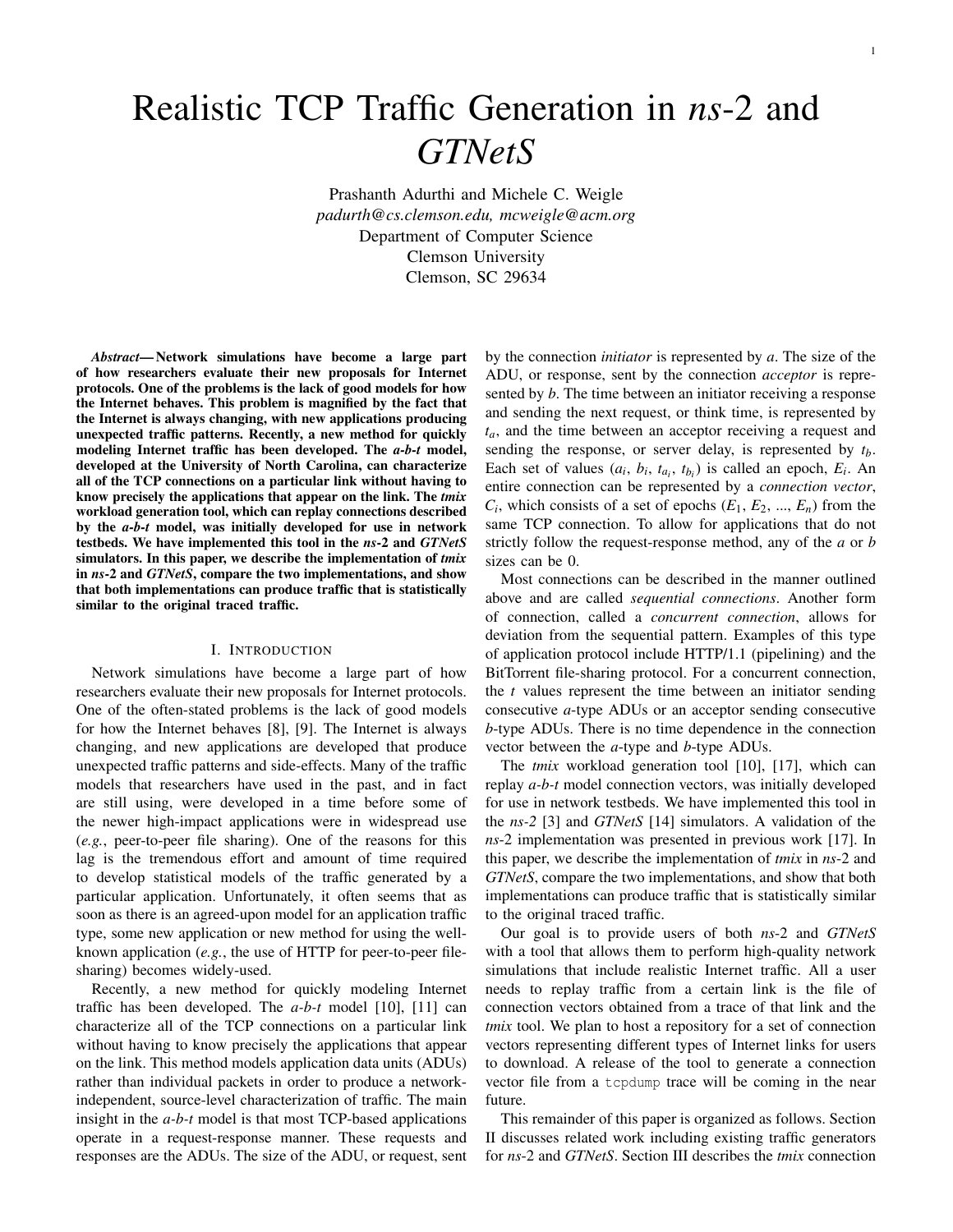# Realistic TCP Traffic Generation in *ns*-2 and *GTNetS*

Prashanth Adurthi and Michele C. Weigle  
*padurth@cs.clemson.edu, mcweigle@acm.org*  
Department of Computer Science  
Clemson University  
Clemson, SC 29634

***Abstract*— Network simulations have become a large part of how researchers evaluate their new proposals for Internet protocols. One of the problems is the lack of good models for how the Internet behaves. This problem is magnified by the fact that the Internet is always changing, with new applications producing unexpected traffic patterns. Recently, a new method for quickly modeling Internet traffic has been developed. The *a-b-t* model, developed at the University of North Carolina, can characterize all of the TCP connections on a particular link without having to know precisely the applications that appear on the link. The *tmix* workload generation tool, which can replay connections described by the *a-b-t* model, was initially developed for use in network testbeds. We have implemented this tool in the *ns*-2 and *GTNetS* simulators. In this paper, we describe the implementation of *tmix* in *ns*-2 and *GTNetS*, compare the two implementations, and show that both implementations can produce traffic that is statistically similar to the original traced traffic.**

## I. Introduction

Network simulations have become a large part of how researchers evaluate their new proposals for Internet protocols. One of the often-stated problems is the lack of good models for how the Internet behaves [8], [9]. The Internet is always changing, and new applications are developed that produce unexpected traffic patterns and side-effects. Many of the traffic models that researchers have used in the past, and in fact are still using, were developed in a time before some of the newer high-impact applications were in widespread use (*e.g.*, peer-to-peer file sharing). One of the reasons for this lag is the tremendous effort and amount of time required to develop statistical models of the traffic generated by a particular application. Unfortunately, it often seems that as soon as there is an agreed-upon model for an application traffic type, some new application or new method for using the well-known application (*e.g.*, the use of HTTP for peer-to-peer file-sharing) becomes widely-used.

Recently, a new method for quickly modeling Internet traffic has been developed. The *a-b-t* model [10], [11] can characterize all of the TCP connections on a particular link without having to know precisely the applications that appear on the link. This method models application data units (ADUs) rather than individual packets in order to produce a network-independent, source-level characterization of traffic. The main insight in the *a-b-t* model is that most TCP-based applications operate in a request-response manner. These requests and responses are the ADUs. The size of the ADU, or request, sent by the connection *initiator* is represented by *a*. The size of the ADU, or response, sent by the connection *acceptor* is represented by *b*. The time between an initiator receiving a response and sending the next request, or think time, is represented by $t_a$, and the time between an acceptor receiving a request and sending the response, or server delay, is represented by $t_b$. Each set of values ($a_i$, $b_i$, $t_{a_i}$, $t_{b_i}$) is called an epoch, $E_i$. An entire connection can be represented by a *connection vector*, $C_i$, which consists of a set of epochs ($E_1$, $E_2$, ..., $E_n$) from the same TCP connection. To allow for applications that do not strictly follow the request-response method, any of the *a* or *b* sizes can be 0.

Most connections can be described in the manner outlined above and are called *sequential connections*. Another form of connection, called a *concurrent connection*, allows for deviation from the sequential pattern. Examples of this type of application protocol include HTTP/1.1 (pipelining) and the BitTorrent file-sharing protocol. For a concurrent connection, the *t* values represent the time between an initiator sending consecutive *a*-type ADUs or an acceptor sending consecutive *b*-type ADUs. There is no time dependence in the connection vector between the *a*-type and *b*-type ADUs.

The *tmix* workload generation tool [10], [17], which can replay *a-b-t* model connection vectors, was initially developed for use in network testbeds. We have implemented this tool in the *ns-2* [3] and *GTNetS* [14] simulators. A validation of the *ns*-2 implementation was presented in previous work [17]. In this paper, we describe the implementation of *tmix* in *ns*-2 and *GTNetS*, compare the two implementations, and show that both implementations can produce traffic that is statistically similar to the original traced traffic.

Our goal is to provide users of both *ns*-2 and *GTNetS* with a tool that allows them to perform high-quality network simulations that include realistic Internet traffic. All a user needs to replay traffic from a certain link is the file of connection vectors obtained from a trace of that link and the *tmix* tool. We plan to host a repository for a set of connection vectors representing different types of Internet links for users to download. A release of the tool to generate a connection vector file from a `tcpdump` trace will be coming in the near future.

This remainder of this paper is organized as follows. Section II discusses related work including existing traffic generators for *ns*-2 and *GTNetS*. Section III describes the *tmix* connection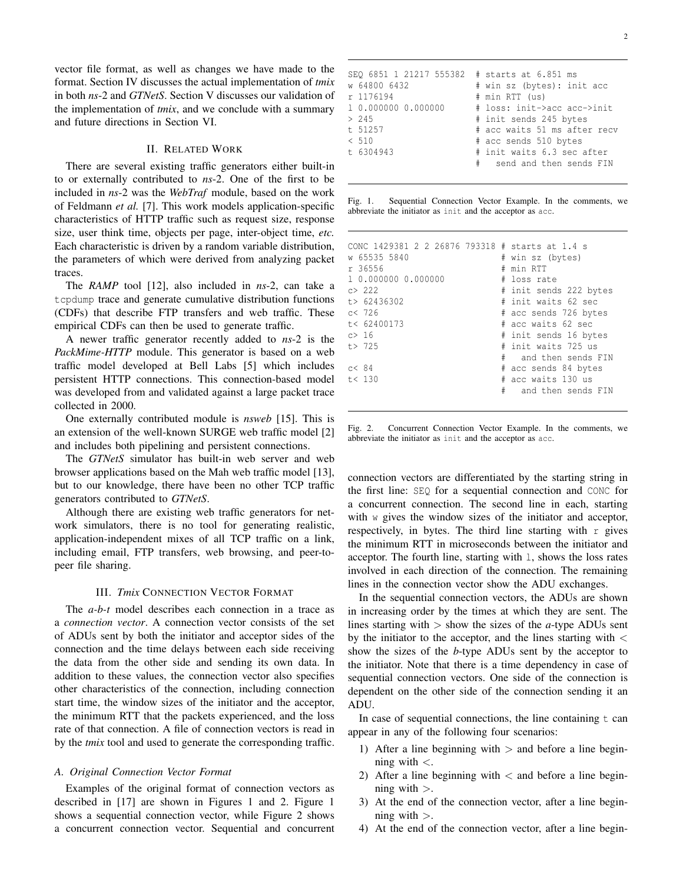vector file format, as well as changes we have made to the format. Section IV discusses the actual implementation of *tmix* in both *ns*-2 and *GTNetS*. Section V discusses our validation of the implementation of *tmix*, and we conclude with a summary and future directions in Section VI.

## II. Related Work

There are several existing traffic generators either built-in to or externally contributed to *ns*-2. One of the first to be included in *ns*-2 was the *WebTraf* module, based on the work of Feldmann *et al.* [7]. This work models application-specific characteristics of HTTP traffic such as request size, response size, user think time, objects per page, inter-object time, *etc.* Each characteristic is driven by a random variable distribution, the parameters of which were derived from analyzing packet traces.

The *RAMP* tool [12], also included in *ns*-2, can take a `tcpdump` trace and generate cumulative distribution functions (CDFs) that describe FTP transfers and web traffic. These empirical CDFs can then be used to generate traffic.

A newer traffic generator recently added to *ns*-2 is the *PackMime-HTTP* module. This generator is based on a web traffic model developed at Bell Labs [5] which includes persistent HTTP connections. This connection-based model was developed from and validated against a large packet trace collected in 2000.

One externally contributed module is *nsweb* [15]. This is an extension of the well-known SURGE web traffic model [2] and includes both pipelining and persistent connections.

The *GTNetS* simulator has built-in web server and web browser applications based on the Mah web traffic model [13], but to our knowledge, there have been no other TCP traffic generators contributed to *GTNetS*.

Although there are existing web traffic generators for network simulators, there is no tool for generating realistic, application-independent mixes of all TCP traffic on a link, including email, FTP transfers, web browsing, and peer-to-peer file sharing.

## III. *Tmix* Connection Vector Format

The *a-b-t* model describes each connection in a trace as a *connection vector*. A connection vector consists of the set of ADUs sent by both the initiator and acceptor sides of the connection and the time delays between each side receiving the data from the other side and sending its own data. In addition to these values, the connection vector also specifies other characteristics of the connection, including connection start time, the window sizes of the initiator and the acceptor, the minimum RTT that the packets experienced, and the loss rate of that connection. A file of connection vectors is read in by the *tmix* tool and used to generate the corresponding traffic.

### A. Original Connection Vector Format

Examples of the original format of connection vectors as described in [17] are shown in Figures 1 and 2. Figure 1 shows a sequential connection vector, while Figure 2 shows a concurrent connection vector. Sequential and concurrent connection vectors are differentiated by the starting string in the first line: `SEQ` for a sequential connection and `CONC` for a concurrent connection. The second line in each, starting with `w` gives the window sizes of the initiator and acceptor, respectively, in bytes. The third line starting with `r` gives the minimum RTT in microseconds between the initiator and acceptor. The fourth line, starting with `l`, shows the loss rates involved in each direction of the connection. The remaining lines in the connection vector show the ADU exchanges.

```
SEQ 6851 1 21217 555382  # starts at 6.851 ms
w 64800 6432             # win sz (bytes): init acc
r 1176194                # min RTT (us)
l 0.000000 0.000000      # loss: init->acc acc->init
> 245                    # init sends 245 bytes
t 51257                  # acc waits 51 ms after recv
< 510                    # acc sends 510 bytes
t 6304943                # init waits 6.3 sec after
                         #   send and then sends FIN
```

Fig. 1. Sequential Connection Vector Example. In the comments, we abbreviate the initiator as `init` and the acceptor as `acc`.

```
CONC 1429381 2 2 26876 793318 # starts at 1.4 s
w 65535 5840                  # win sz (bytes)
r 36556                       # min RTT
l 0.000000 0.000000           # loss rate
c> 222                        # init sends 222 bytes
t> 62436302                   # init waits 62 sec
c< 726                        # acc sends 726 bytes
t< 62400173                   # acc waits 62 sec
c> 16                         # init sends 16 bytes
t> 725                        # init waits 725 us
                              #   and then sends FIN
c< 84                         # acc sends 84 bytes
t< 130                        # acc waits 130 us
                              #   and then sends FIN
```

Fig. 2. Concurrent Connection Vector Example. In the comments, we abbreviate the initiator as `init` and the acceptor as `acc`.

In the sequential connection vectors, the ADUs are shown in increasing order by the times at which they are sent. The lines starting with $>$ show the sizes of the *a*-type ADUs sent by the initiator to the acceptor, and the lines starting with $<$ show the sizes of the *b*-type ADUs sent by the acceptor to the initiator. Note that there is a time dependency in case of sequential connection vectors. One side of the connection is dependent on the other side of the connection sending it an ADU.

In case of sequential connections, the line containing `t` can appear in any of the following four scenarios:

1) After a line beginning with $>$ and before a line beginning with $<$.
2) After a line beginning with $<$ and before a line beginning with $>$.
3) At the end of the connection vector, after a line beginning with $>$.
4) At the end of the connection vector, after a line begin-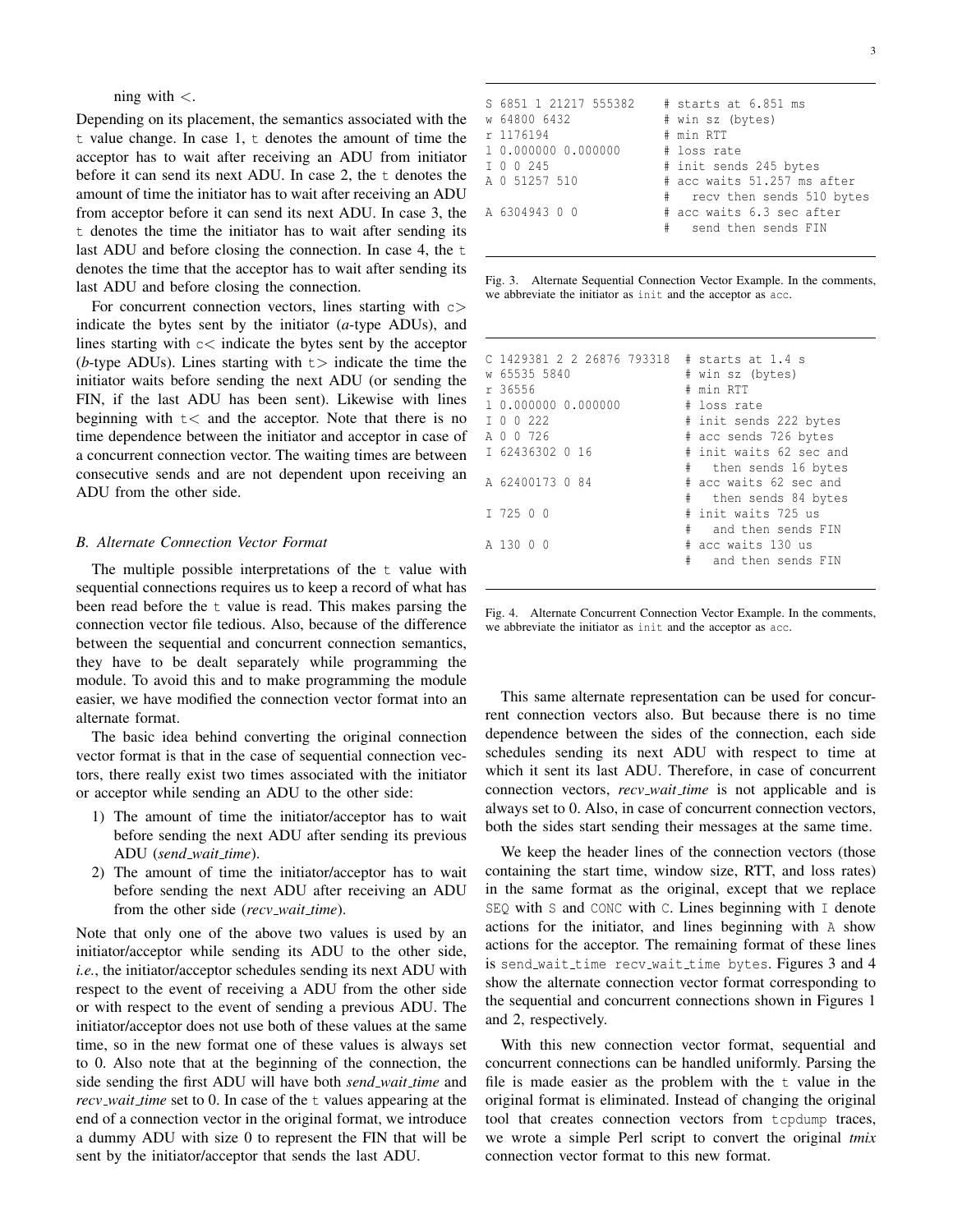ning with <.

Depending on its placement, the semantics associated with the t value change. In case 1, t denotes the amount of time the acceptor has to wait after receiving an ADU from initiator before it can send its next ADU. In case 2, the t denotes the amount of time the initiator has to wait after receiving an ADU from acceptor before it can send its next ADU. In case 3, the t denotes the time the initiator has to wait after sending its last ADU and before closing the connection. In case 4, the t denotes the time that the acceptor has to wait after sending its last ADU and before closing the connection.

For concurrent connection vectors, lines starting with c> indicate the bytes sent by the initiator (*a*-type ADUs), and lines starting with c< indicate the bytes sent by the acceptor (*b*-type ADUs). Lines starting with t> indicate the time the initiator waits before sending the next ADU (or sending the FIN, if the last ADU has been sent). Likewise with lines beginning with t< and the acceptor. Note that there is no time dependence between the initiator and acceptor in case of a concurrent connection vector. The waiting times are between consecutive sends and are not dependent upon receiving an ADU from the other side.

### B. Alternate Connection Vector Format

The multiple possible interpretations of the t value with sequential connections requires us to keep a record of what has been read before the t value is read. This makes parsing the connection vector file tedious. Also, because of the difference between the sequential and concurrent connection semantics, they have to be dealt separately while programming the module. To avoid this and to make programming the module easier, we have modified the connection vector format into an alternate format.

The basic idea behind converting the original connection vector format is that in the case of sequential connection vectors, there really exist two times associated with the initiator or acceptor while sending an ADU to the other side:

1) The amount of time the initiator/acceptor has to wait before sending the next ADU after sending its previous ADU (*send_wait_time*).
2) The amount of time the initiator/acceptor has to wait before sending the next ADU after receiving an ADU from the other side (*recv_wait_time*).

Note that only one of the above two values is used by an initiator/acceptor while sending its ADU to the other side, *i.e.*, the initiator/acceptor schedules sending its next ADU with respect to the event of receiving a ADU from the other side or with respect to the event of sending a previous ADU. The initiator/acceptor does not use both of these values at the same time, so in the new format one of these values is always set to 0. Also note that at the beginning of the connection, the side sending the first ADU will have both *send_wait_time* and *recv_wait_time* set to 0. In case of the t values appearing at the end of a connection vector in the original format, we introduce a dummy ADU with size 0 to represent the FIN that will be sent by the initiator/acceptor that sends the last ADU.

```
S 6851 1 21217 555382    # starts at 6.851 ms
w 64800 6432             # win sz (bytes)
r 1176194                # min RTT
l 0.000000 0.000000      # loss rate
I 0 0 245                # init sends 245 bytes
A 0 51257 510            # acc waits 51.257 ms after
                         #   recv then sends 510 bytes
A 6304943 0 0            # acc waits 6.3 sec after
                         #   send then sends FIN
```

Fig. 3. Alternate Sequential Connection Vector Example. In the comments, we abbreviate the initiator as init and the acceptor as acc.

```
C 1429381 2 2 26876 793318  # starts at 1.4 s
w 65535 5840                # win sz (bytes)
r 36556                     # min RTT
l 0.000000 0.000000         # loss rate
I 0 0 222                   # init sends 222 bytes
A 0 0 726                   # acc sends 726 bytes
I 62436302 0 16             # init waits 62 sec and
                            #   then sends 16 bytes
A 62400173 0 84             # acc waits 62 sec and
                            #   then sends 84 bytes
I 725 0 0                   # init waits 725 us
                            #   and then sends FIN
A 130 0 0                   # acc waits 130 us
                            #   and then sends FIN
```

Fig. 4. Alternate Concurrent Connection Vector Example. In the comments, we abbreviate the initiator as init and the acceptor as acc.

This same alternate representation can be used for concurrent connection vectors also. But because there is no time dependence between the sides of the connection, each side schedules sending its next ADU with respect to time at which it sent its last ADU. Therefore, in case of concurrent connection vectors, *recv_wait_time* is not applicable and is always set to 0. Also, in case of concurrent connection vectors, both the sides start sending their messages at the same time.

We keep the header lines of the connection vectors (those containing the start time, window size, RTT, and loss rates) in the same format as the original, except that we replace SEQ with S and CONC with C. Lines beginning with I denote actions for the initiator, and lines beginning with A show actions for the acceptor. The remaining format of these lines is send_wait_time recv_wait_time bytes. Figures 3 and 4 show the alternate connection vector format corresponding to the sequential and concurrent connections shown in Figures 1 and 2, respectively.

With this new connection vector format, sequential and concurrent connections can be handled uniformly. Parsing the file is made easier as the problem with the t value in the original format is eliminated. Instead of changing the original tool that creates connection vectors from tcpdump traces, we wrote a simple Perl script to convert the original *tmix* connection vector format to this new format.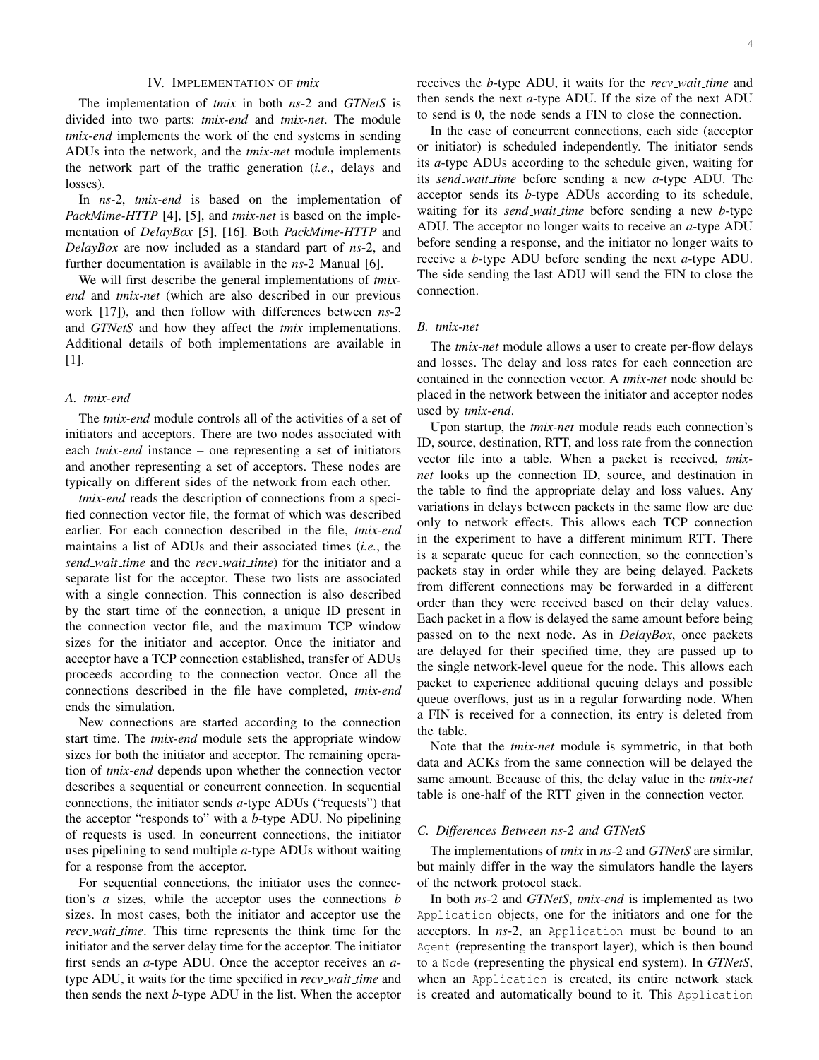## IV. Implementation of *tmix*

The implementation of *tmix* in both *ns*-2 and *GTNetS* is divided into two parts: *tmix-end* and *tmix-net*. The module *tmix-end* implements the work of the end systems in sending ADUs into the network, and the *tmix-net* module implements the network part of the traffic generation (*i.e.*, delays and losses).

In *ns*-2, *tmix-end* is based on the implementation of *PackMime-HTTP* [4], [5], and *tmix-net* is based on the implementation of *DelayBox* [5], [16]. Both *PackMime-HTTP* and *DelayBox* are now included as a standard part of *ns*-2, and further documentation is available in the *ns*-2 Manual [6].

We will first describe the general implementations of *tmix-end* and *tmix-net* (which are also described in our previous work [17]), and then follow with differences between *ns*-2 and *GTNetS* and how they affect the *tmix* implementations. Additional details of both implementations are available in [1].

### A. tmix-end

The *tmix-end* module controls all of the activities of a set of initiators and acceptors. There are two nodes associated with each *tmix-end* instance – one representing a set of initiators and another representing a set of acceptors. These nodes are typically on different sides of the network from each other.

*tmix-end* reads the description of connections from a specified connection vector file, the format of which was described earlier. For each connection described in the file, *tmix-end* maintains a list of ADUs and their associated times (*i.e.*, the *send_wait_time* and the *recv_wait_time*) for the initiator and a separate list for the acceptor. These two lists are associated with a single connection. This connection is also described by the start time of the connection, a unique ID present in the connection vector file, and the maximum TCP window sizes for the initiator and acceptor. Once the initiator and acceptor have a TCP connection established, transfer of ADUs proceeds according to the connection vector. Once all the connections described in the file have completed, *tmix-end* ends the simulation.

New connections are started according to the connection start time. The *tmix-end* module sets the appropriate window sizes for both the initiator and acceptor. The remaining operation of *tmix-end* depends upon whether the connection vector describes a sequential or concurrent connection. In sequential connections, the initiator sends *a*-type ADUs ("requests") that the acceptor "responds to" with a *b*-type ADU. No pipelining of requests is used. In concurrent connections, the initiator uses pipelining to send multiple *a*-type ADUs without waiting for a response from the acceptor.

For sequential connections, the initiator uses the connection's *a* sizes, while the acceptor uses the connections *b* sizes. In most cases, both the initiator and acceptor use the *recv_wait_time*. This time represents the think time for the initiator and the server delay time for the acceptor. The initiator first sends an *a*-type ADU. Once the acceptor receives an *a*-type ADU, it waits for the time specified in *recv_wait_time* and then sends the next *b*-type ADU in the list. When the acceptor receives the *b*-type ADU, it waits for the *recv_wait_time* and then sends the next *a*-type ADU. If the size of the next ADU to send is 0, the node sends a FIN to close the connection.

In the case of concurrent connections, each side (acceptor or initiator) is scheduled independently. The initiator sends its *a*-type ADUs according to the schedule given, waiting for its *send_wait_time* before sending a new *a*-type ADU. The acceptor sends its *b*-type ADUs according to its schedule, waiting for its *send_wait_time* before sending a new *b*-type ADU. The acceptor no longer waits to receive an *a*-type ADU before sending a response, and the initiator no longer waits to receive a *b*-type ADU before sending the next *a*-type ADU. The side sending the last ADU will send the FIN to close the connection.

### B. tmix-net

The *tmix-net* module allows a user to create per-flow delays and losses. The delay and loss rates for each connection are contained in the connection vector. A *tmix-net* node should be placed in the network between the initiator and acceptor nodes used by *tmix-end*.

Upon startup, the *tmix-net* module reads each connection's ID, source, destination, RTT, and loss rate from the connection vector file into a table. When a packet is received, *tmix-net* looks up the connection ID, source, and destination in the table to find the appropriate delay and loss values. Any variations in delays between packets in the same flow are due only to network effects. This allows each TCP connection in the experiment to have a different minimum RTT. There is a separate queue for each connection, so the connection's packets stay in order while they are being delayed. Packets from different connections may be forwarded in a different order than they were received based on their delay values. Each packet in a flow is delayed the same amount before being passed on to the next node. As in *DelayBox*, once packets are delayed for their specified time, they are passed up to the single network-level queue for the node. This allows each packet to experience additional queuing delays and possible queue overflows, just as in a regular forwarding node. When a FIN is received for a connection, its entry is deleted from the table.

Note that the *tmix-net* module is symmetric, in that both data and ACKs from the same connection will be delayed the same amount. Because of this, the delay value in the *tmix-net* table is one-half of the RTT given in the connection vector.

### C. Differences Between ns-2 and GTNetS

The implementations of *tmix* in *ns*-2 and *GTNetS* are similar, but mainly differ in the way the simulators handle the layers of the network protocol stack.

In both *ns*-2 and *GTNetS*, *tmix-end* is implemented as two `Application` objects, one for the initiators and one for the acceptors. In *ns*-2, an `Application` must be bound to an `Agent` (representing the transport layer), which is then bound to a `Node` (representing the physical end system). In *GTNetS*, when an `Application` is created, its entire network stack is created and automatically bound to it. This `Application`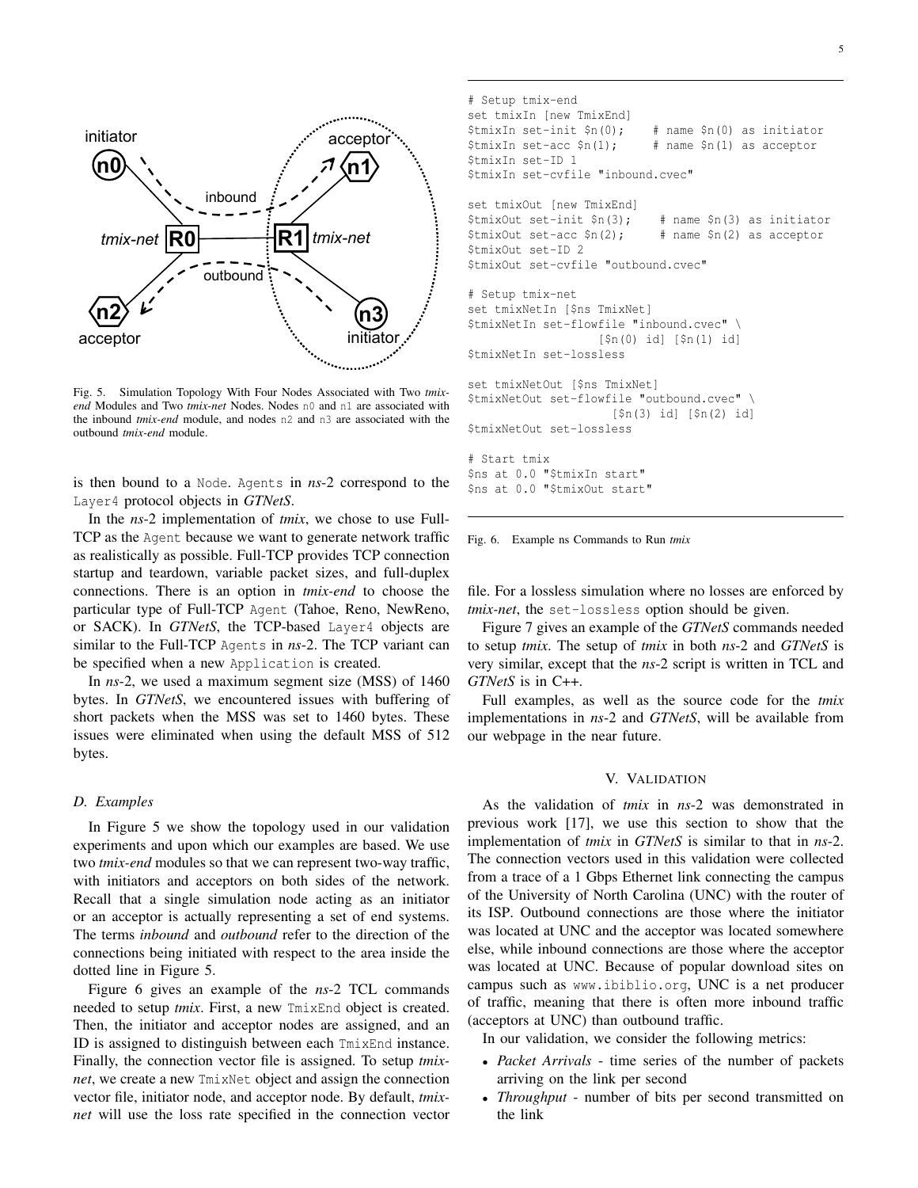Fig. 5. Simulation Topology With Four Nodes Associated with Two *tmix-end* Modules and Two *tmix-net* Nodes. Nodes n0 and n1 are associated with the inbound *tmix-end* module, and nodes n2 and n3 are associated with the outbound *tmix-end* module.

is then bound to a Node. Agents in *ns*-2 correspond to the Layer4 protocol objects in *GTNetS*.

In the *ns*-2 implementation of *tmix*, we chose to use Full-TCP as the Agent because we want to generate network traffic as realistically as possible. Full-TCP provides TCP connection startup and teardown, variable packet sizes, and full-duplex connections. There is an option in *tmix-end* to choose the particular type of Full-TCP Agent (Tahoe, Reno, NewReno, or SACK). In *GTNetS*, the TCP-based Layer4 objects are similar to the Full-TCP Agents in *ns*-2. The TCP variant can be specified when a new Application is created.

In *ns*-2, we used a maximum segment size (MSS) of 1460 bytes. In *GTNetS*, we encountered issues with buffering of short packets when the MSS was set to 1460 bytes. These issues were eliminated when using the default MSS of 512 bytes.

### D. Examples

In Figure 5 we show the topology used in our validation experiments and upon which our examples are based. We use two *tmix-end* modules so that we can represent two-way traffic, with initiators and acceptors on both sides of the network. Recall that a single simulation node acting as an initiator or an acceptor is actually representing a set of end systems. The terms *inbound* and *outbound* refer to the direction of the connections being initiated with respect to the area inside the dotted line in Figure 5.

Figure 6 gives an example of the *ns*-2 TCL commands needed to setup *tmix*. First, a new TmixEnd object is created. Then, the initiator and acceptor nodes are assigned, and an ID is assigned to distinguish between each TmixEnd instance. Finally, the connection vector file is assigned. To setup *tmix-net*, we create a new TmixNet object and assign the connection vector file, initiator node, and acceptor node. By default, *tmix-net* will use the loss rate specified in the connection vector file. For a lossless simulation where no losses are enforced by *tmix-net*, the set-lossless option should be given.

```
# Setup tmix-end
set tmixIn [new TmixEnd]
$tmixIn set-init $n(0);    # name $n(0) as initiator
$tmixIn set-acc $n(1);     # name $n(1) as acceptor
$tmixIn set-ID 1
$tmixIn set-cvfile "inbound.cvec"

set tmixOut [new TmixEnd]
$tmixOut set-init $n(3);    # name $n(3) as initiator
$tmixOut set-acc $n(2);     # name $n(2) as acceptor
$tmixOut set-ID 2
$tmixOut set-cvfile "outbound.cvec"

# Setup tmix-net
set tmixNetIn [$ns TmixNet]
$tmixNetIn set-flowfile "inbound.cvec" \
                  [$n(0) id] [$n(1) id]
$tmixNetIn set-lossless

set tmixNetOut [$ns TmixNet]
$tmixNetOut set-flowfile "outbound.cvec" \
                   [$n(3) id] [$n(2) id]
$tmixNetOut set-lossless

# Start tmix
$ns at 0.0 "$tmixIn start"
$ns at 0.0 "$tmixOut start"
```

Fig. 6. Example ns Commands to Run *tmix*

Figure 7 gives an example of the *GTNetS* commands needed to setup *tmix*. The setup of *tmix* in both *ns*-2 and *GTNetS* is very similar, except that the *ns*-2 script is written in TCL and *GTNetS* is in C++.

Full examples, as well as the source code for the *tmix* implementations in *ns*-2 and *GTNetS*, will be available from our webpage in the near future.

## V. Validation

As the validation of *tmix* in *ns*-2 was demonstrated in previous work [17], we use this section to show that the implementation of *tmix* in *GTNetS* is similar to that in *ns*-2. The connection vectors used in this validation were collected from a trace of a 1 Gbps Ethernet link connecting the campus of the University of North Carolina (UNC) with the router of its ISP. Outbound connections are those where the initiator was located at UNC and the acceptor was located somewhere else, while inbound connections are those where the acceptor was located at UNC. Because of popular download sites on campus such as www.ibiblio.org, UNC is a net producer of traffic, meaning that there is often more inbound traffic (acceptors at UNC) than outbound traffic.

In our validation, we consider the following metrics:

- *Packet Arrivals* - time series of the number of packets arriving on the link per second
- *Throughput* - number of bits per second transmitted on the link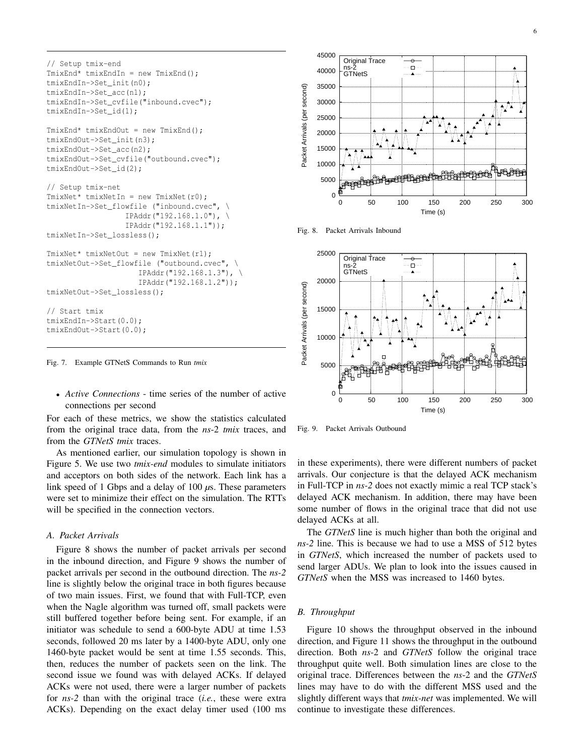```
// Setup tmix-end
TmixEnd* tmixEndIn = new TmixEnd();
tmixEndIn->Set_init(n0);
tmixEndIn->Set_acc(n1);
tmixEndIn->Set_cvfile("inbound.cvec");
tmixEndIn->Set_id(1);

TmixEnd* tmixEndOut = new TmixEnd();
tmixEndOut->Set_init(n3);
tmixEndOut->Set_acc(n2);
tmixEndOut->Set_cvfile("outbound.cvec");
tmixEndOut->Set_id(2);

// Setup tmix-net
TmixNet* tmixNetIn = new TmixNet(r0);
tmixNetIn->Set_flowfile ("inbound.cvec", \
                 IPAddr("192.168.1.0"), \
                 IPAddr("192.168.1.1"));
tmixNetIn->Set_lossless();

TmixNet* tmixNetOut = new TmixNet(r1);
tmixNetOut->Set_flowfile ("outbound.cvec", \
                     IPAddr("192.168.1.3"), \
                     IPAddr("192.168.1.2"));
tmixNetOut->Set_lossless();

// Start tmix
tmixEndIn->Start(0.0);
tmixEndOut->Start(0.0);
```

Fig. 7. Example GTNetS Commands to Run *tmix*

- *Active Connections* - time series of the number of active connections per second

For each of these metrics, we show the statistics calculated from the original trace data, from the *ns*-2 *tmix* traces, and from the *GTNetS tmix* traces.

As mentioned earlier, our simulation topology is shown in Figure 5. We use two *tmix-end* modules to simulate initiators and acceptors on both sides of the network. Each link has a link speed of 1 Gbps and a delay of 100 $\mu$s. These parameters were set to minimize their effect on the simulation. The RTTs will be specified in the connection vectors.

### *A. Packet Arrivals*

Figure 8 shows the number of packet arrivals per second in the inbound direction, and Figure 9 shows the number of packet arrivals per second in the outbound direction. The *ns-2* line is slightly below the original trace in both figures because of two main issues. First, we found that with Full-TCP, even when the Nagle algorithm was turned off, small packets were still buffered together before being sent. For example, if an initiator was schedule to send a 600-byte ADU at time 1.53 seconds, followed 20 ms later by a 1400-byte ADU, only one 1460-byte packet would be sent at time 1.55 seconds. This, then, reduces the number of packets seen on the link. The second issue we found was with delayed ACKs. If delayed ACKs were not used, there were a larger number of packets for *ns-2* than with the original trace (*i.e.*, these were extra ACKs). Depending on the exact delay timer used (100 ms in these experiments), there were different numbers of packet arrivals. Our conjecture is that the delayed ACK mechanism in Full-TCP in *ns-2* does not exactly mimic a real TCP stack's delayed ACK mechanism. In addition, there may have been some number of flows in the original trace that did not use delayed ACKs at all.

Fig. 8. Packet Arrivals Inbound

Fig. 9. Packet Arrivals Outbound

The *GTNetS* line is much higher than both the original and *ns-2* line. This is because we had to use a MSS of 512 bytes in *GTNetS*, which increased the number of packets used to send larger ADUs. We plan to look into the issues caused in *GTNetS* when the MSS was increased to 1460 bytes.

### *B. Throughput*

Figure 10 shows the throughput observed in the inbound direction, and Figure 11 shows the throughput in the outbound direction. Both *ns*-2 and *GTNetS* follow the original trace throughput quite well. Both simulation lines are close to the original trace. Differences between the *ns*-2 and the *GTNetS* lines may have to do with the different MSS used and the slightly different ways that *tmix-net* was implemented. We will continue to investigate these differences.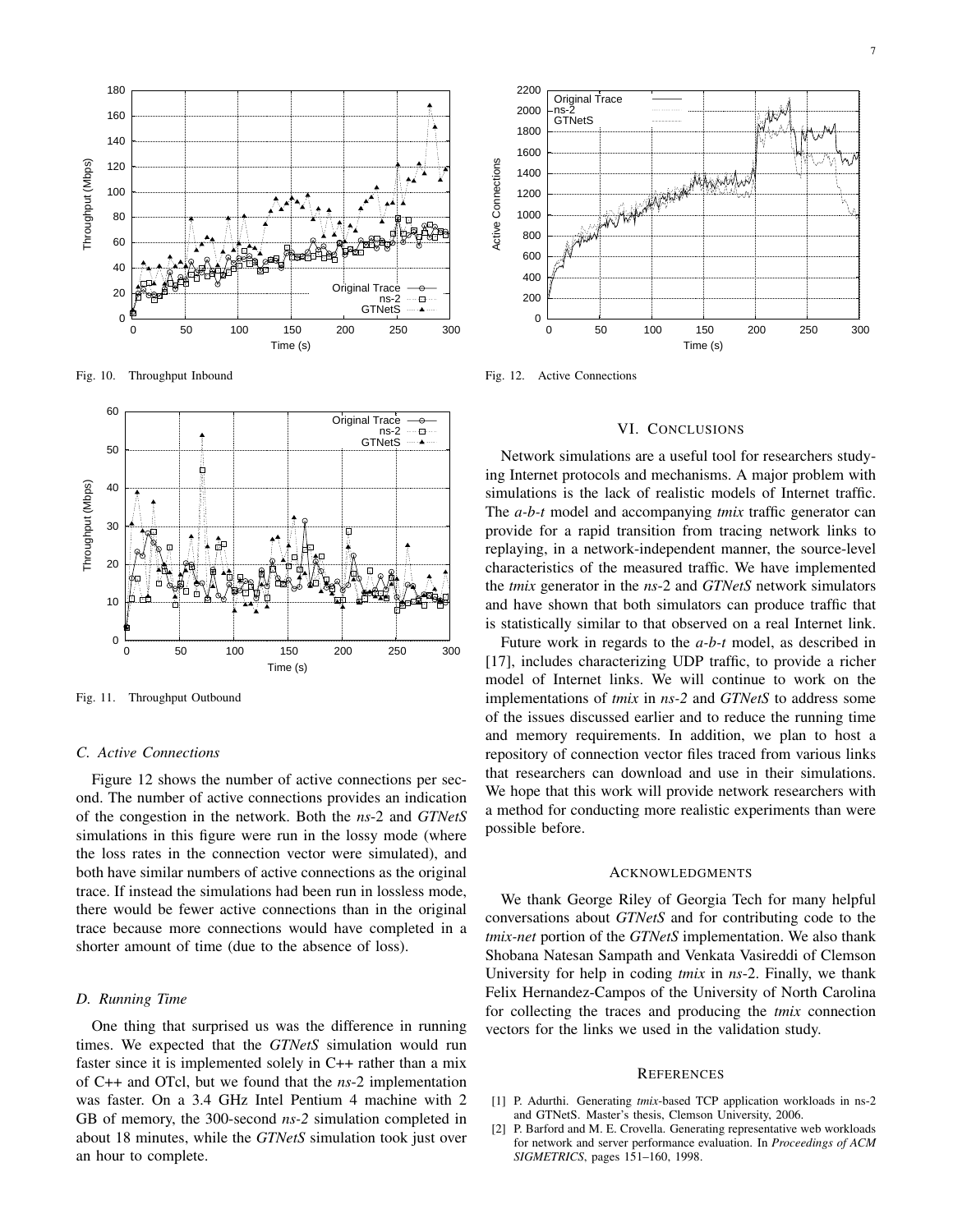Fig. 10. Throughput Inbound

Fig. 11. Throughput Outbound

### C. Active Connections

Figure 12 shows the number of active connections per second. The number of active connections provides an indication of the congestion in the network. Both the *ns*-2 and *GTNetS* simulations in this figure were run in the lossy mode (where the loss rates in the connection vector were simulated), and both have similar numbers of active connections as the original trace. If instead the simulations had been run in lossless mode, there would be fewer active connections than in the original trace because more connections would have completed in a shorter amount of time (due to the absence of loss).

### D. Running Time

One thing that surprised us was the difference in running times. We expected that the *GTNetS* simulation would run faster since it is implemented solely in C++ rather than a mix of C++ and OTcl, but we found that the *ns*-2 implementation was faster. On a 3.4 GHz Intel Pentium 4 machine with 2 GB of memory, the 300-second *ns-2* simulation completed in about 18 minutes, while the *GTNetS* simulation took just over an hour to complete.

Fig. 12. Active Connections

## VI. Conclusions

Network simulations are a useful tool for researchers studying Internet protocols and mechanisms. A major problem with simulations is the lack of realistic models of Internet traffic. The *a-b-t* model and accompanying *tmix* traffic generator can provide for a rapid transition from tracing network links to replaying, in a network-independent manner, the source-level characteristics of the measured traffic. We have implemented the *tmix* generator in the *ns*-2 and *GTNetS* network simulators and have shown that both simulators can produce traffic that is statistically similar to that observed on a real Internet link.

Future work in regards to the *a-b-t* model, as described in [17], includes characterizing UDP traffic, to provide a richer model of Internet links. We will continue to work on the implementations of *tmix* in *ns-2* and *GTNetS* to address some of the issues discussed earlier and to reduce the running time and memory requirements. In addition, we plan to host a repository of connection vector files traced from various links that researchers can download and use in their simulations. We hope that this work will provide network researchers with a method for conducting more realistic experiments than were possible before.

## Acknowledgments

We thank George Riley of Georgia Tech for many helpful conversations about *GTNetS* and for contributing code to the *tmix-net* portion of the *GTNetS* implementation. We also thank Shobana Natesan Sampath and Venkata Vasireddi of Clemson University for help in coding *tmix* in *ns*-2. Finally, we thank Felix Hernandez-Campos of the University of North Carolina for collecting the traces and producing the *tmix* connection vectors for the links we used in the validation study.

## References

[1] P. Adurthi. Generating *tmix*-based TCP application workloads in ns-2 and GTNetS. Master's thesis, Clemson University, 2006.

[2] P. Barford and M. E. Crovella. Generating representative web workloads for network and server performance evaluation. In *Proceedings of ACM SIGMETRICS*, pages 151–160, 1998.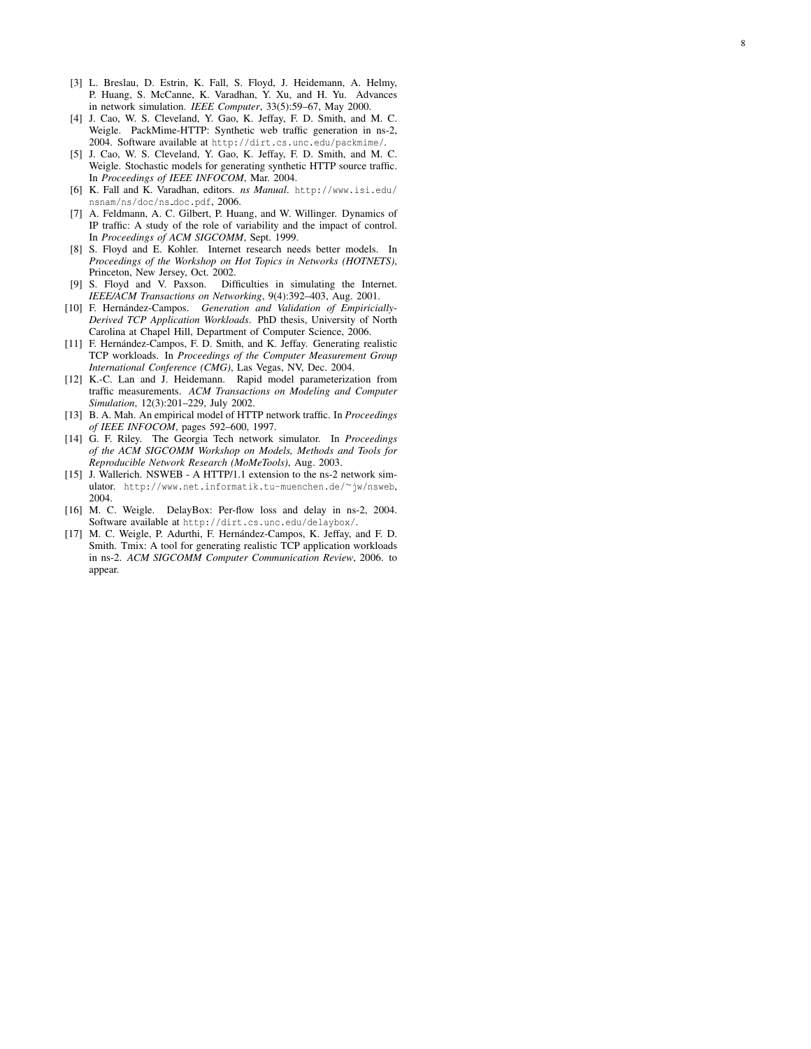[3] L. Breslau, D. Estrin, K. Fall, S. Floyd, J. Heidemann, A. Helmy, P. Huang, S. McCanne, K. Varadhan, Y. Xu, and H. Yu. Advances in network simulation. *IEEE Computer*, 33(5):59–67, May 2000.

[4] J. Cao, W. S. Cleveland, Y. Gao, K. Jeffay, F. D. Smith, and M. C. Weigle. PackMime-HTTP: Synthetic web traffic generation in ns-2, 2004. Software available at `http://dirt.cs.unc.edu/packmime/`.

[5] J. Cao, W. S. Cleveland, Y. Gao, K. Jeffay, F. D. Smith, and M. C. Weigle. Stochastic models for generating synthetic HTTP source traffic. In *Proceedings of IEEE INFOCOM*, Mar. 2004.

[6] K. Fall and K. Varadhan, editors. *ns Manual*. `http://www.isi.edu/nsnam/ns/doc/ns_doc.pdf`, 2006.

[7] A. Feldmann, A. C. Gilbert, P. Huang, and W. Willinger. Dynamics of IP traffic: A study of the role of variability and the impact of control. In *Proceedings of ACM SIGCOMM*, Sept. 1999.

[8] S. Floyd and E. Kohler. Internet research needs better models. In *Proceedings of the Workshop on Hot Topics in Networks (HOTNETS)*, Princeton, New Jersey, Oct. 2002.

[9] S. Floyd and V. Paxson. Difficulties in simulating the Internet. *IEEE/ACM Transactions on Networking*, 9(4):392–403, Aug. 2001.

[10] F. Hernández-Campos. *Generation and Validation of Empiricially-Derived TCP Application Workloads*. PhD thesis, University of North Carolina at Chapel Hill, Department of Computer Science, 2006.

[11] F. Hernández-Campos, F. D. Smith, and K. Jeffay. Generating realistic TCP workloads. In *Proceedings of the Computer Measurement Group International Conference (CMG)*, Las Vegas, NV, Dec. 2004.

[12] K.-C. Lan and J. Heidemann. Rapid model parameterization from traffic measurements. *ACM Transactions on Modeling and Computer Simulation*, 12(3):201–229, July 2002.

[13] B. A. Mah. An empirical model of HTTP network traffic. In *Proceedings of IEEE INFOCOM*, pages 592–600, 1997.

[14] G. F. Riley. The Georgia Tech network simulator. In *Proceedings of the ACM SIGCOMM Workshop on Models, Methods and Tools for Reproducible Network Research (MoMeTools)*, Aug. 2003.

[15] J. Wallerich. NSWEB - A HTTP/1.1 extension to the ns-2 network simulator. `http://www.net.informatik.tu-muenchen.de/~jw/nsweb`, 2004.

[16] M. C. Weigle. DelayBox: Per-flow loss and delay in ns-2, 2004. Software available at `http://dirt.cs.unc.edu/delaybox/`.

[17] M. C. Weigle, P. Adurthi, F. Hernández-Campos, K. Jeffay, and F. D. Smith. Tmix: A tool for generating realistic TCP application workloads in ns-2. *ACM SIGCOMM Computer Communication Review*, 2006. to appear.